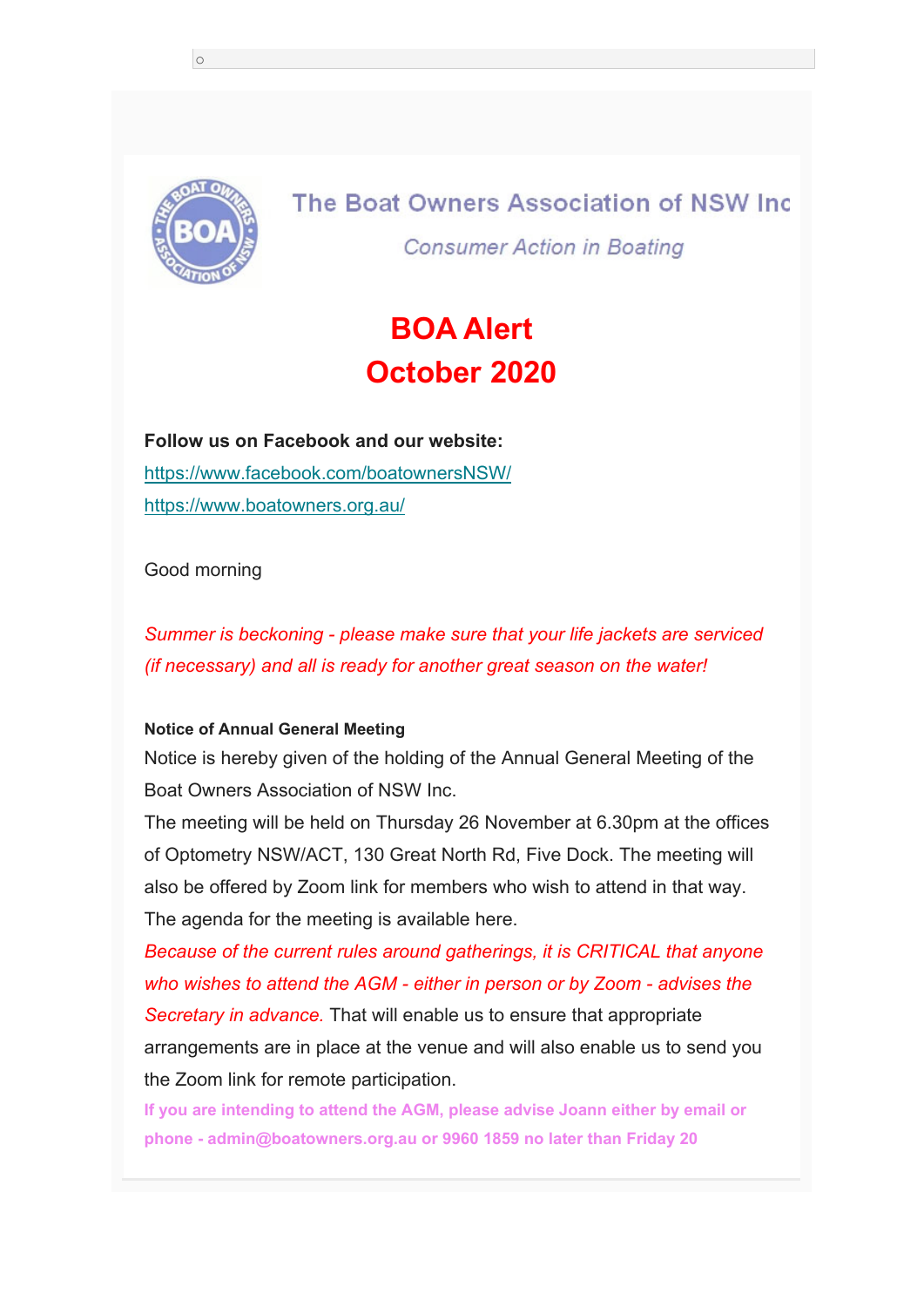The Boat Owners Association of NSW Inc

*Consumer Action in Boating*

# BOA Alert
# October 2020

**Follow us on Facebook and our website:**

https://www.facebook.com/boatownersNSW/

https://www.boatowners.org.au/

Good morning

*Summer is beckoning - please make sure that your life jackets are serviced (if necessary) and all is ready for another great season on the water!*

**Notice of Annual General Meeting**

Notice is hereby given of the holding of the Annual General Meeting of the Boat Owners Association of NSW Inc.

The meeting will be held on Thursday 26 November at 6.30pm at the offices of Optometry NSW/ACT, 130 Great North Rd, Five Dock. The meeting will also be offered by Zoom link for members who wish to attend in that way.

The agenda for the meeting is available here.

*Because of the current rules around gatherings, it is CRITICAL that anyone who wishes to attend the AGM - either in person or by Zoom - advises the Secretary in advance.* That will enable us to ensure that appropriate arrangements are in place at the venue and will also enable us to send you the Zoom link for remote participation.

**If you are intending to attend the AGM, please advise Joann either by email or phone - admin@boatowners.org.au or 9960 1859 no later than Friday 20**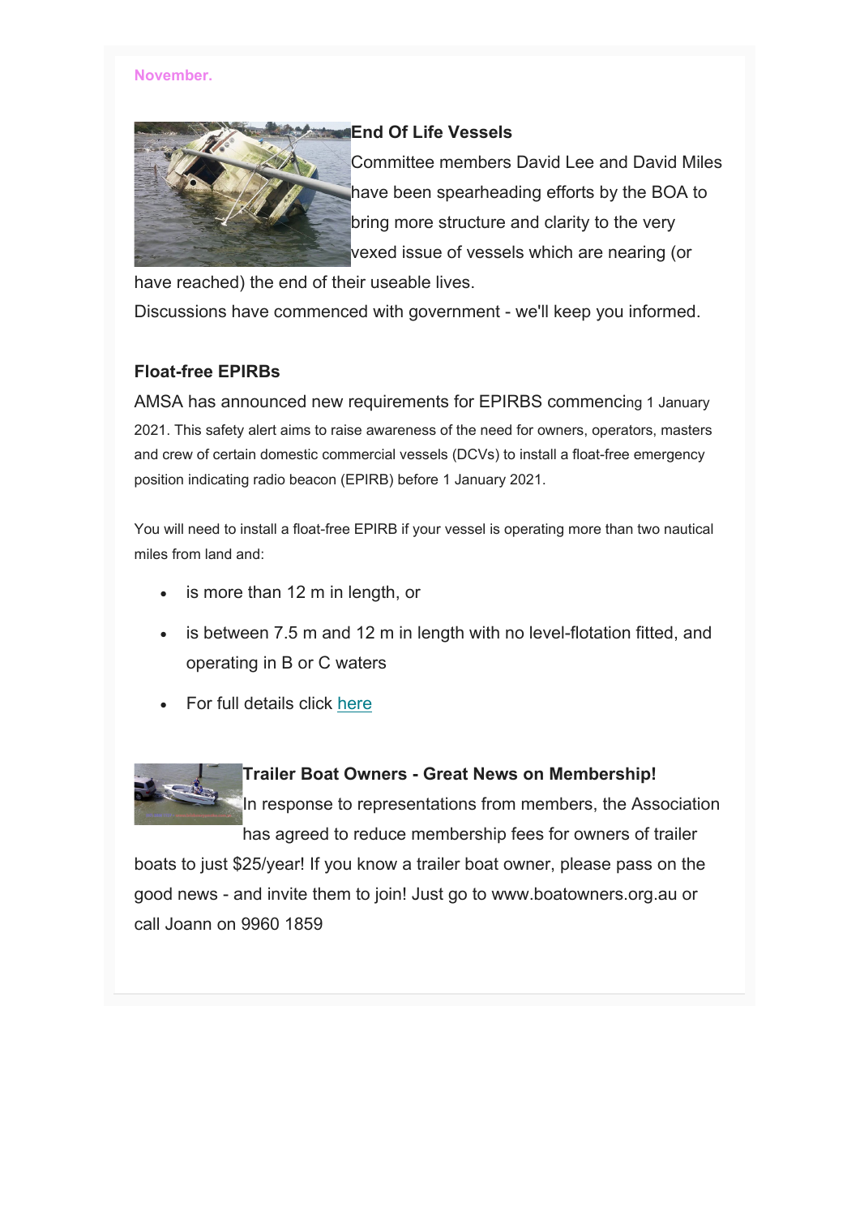November.

### End Of Life Vessels

Committee members David Lee and David Miles have been spearheading efforts by the BOA to bring more structure and clarity to the very vexed issue of vessels which are nearing (or have reached) the end of their useable lives.

Discussions have commenced with government - we'll keep you informed.

### Float-free EPIRBs

AMSA has announced new requirements for EPIRBS commencing 1 January 2021. This safety alert aims to raise awareness of the need for owners, operators, masters and crew of certain domestic commercial vessels (DCVs) to install a float-free emergency position indicating radio beacon (EPIRB) before 1 January 2021.

You will need to install a float-free EPIRB if your vessel is operating more than two nautical miles from land and:

- is more than 12 m in length, or
- is between 7.5 m and 12 m in length with no level-flotation fitted, and operating in B or C waters
- For full details click here

### Trailer Boat Owners - Great News on Membership!

In response to representations from members, the Association has agreed to reduce membership fees for owners of trailer boats to just $25/year! If you know a trailer boat owner, please pass on the good news - and invite them to join! Just go to www.boatowners.org.au or call Joann on 9960 1859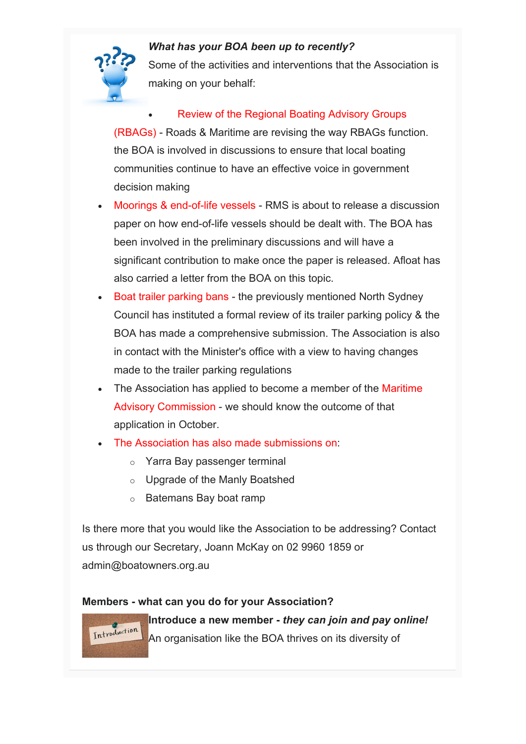***What has your BOA been up to recently?***

Some of the activities and interventions that the Association is making on your behalf:

- Review of the Regional Boating Advisory Groups (RBAGs) - Roads & Maritime are revising the way RBAGs function. the BOA is involved in discussions to ensure that local boating communities continue to have an effective voice in government decision making
- Moorings & end-of-life vessels - RMS is about to release a discussion paper on how end-of-life vessels should be dealt with. The BOA has been involved in the preliminary discussions and will have a significant contribution to make once the paper is released. Afloat has also carried a letter from the BOA on this topic.
- Boat trailer parking bans - the previously mentioned North Sydney Council has instituted a formal review of its trailer parking policy & the BOA has made a comprehensive submission. The Association is also in contact with the Minister's office with a view to having changes made to the trailer parking regulations
- The Association has applied to become a member of the Maritime Advisory Commission - we should know the outcome of that application in October.
- The Association has also made submissions on:
  - Yarra Bay passenger terminal
  - Upgrade of the Manly Boatshed
  - Batemans Bay boat ramp

Is there more that you would like the Association to be addressing? Contact us through our Secretary, Joann McKay on 02 9960 1859 or admin@boatowners.org.au

**Members - what can you do for your Association?**

**Introduce a new member - *they can join and pay online!***

An organisation like the BOA thrives on its diversity of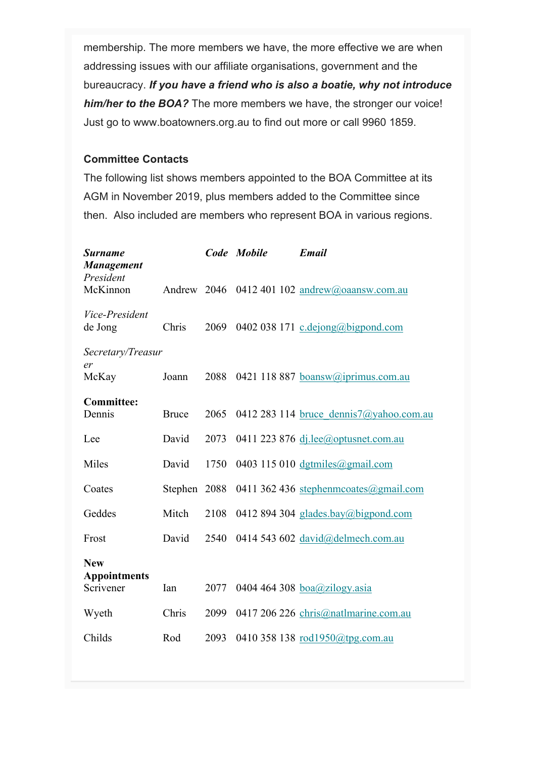membership. The more members we have, the more effective we are when addressing issues with our affiliate organisations, government and the bureaucracy. ***If you have a friend who is also a boatie, why not introduce him/her to the BOA?*** The more members we have, the stronger our voice! Just go to www.boatowners.org.au to find out more or call 9960 1859.

**Committee Contacts**

The following list shows members appointed to the BOA Committee at its AGM in November 2019, plus members added to the Committee since then. Also included are members who represent BOA in various regions.

| ***Surname*** | | ***Code*** | ***Mobile*** | ***Email*** |
|---|---|---|---|---|
| ***Management*** | | | | |
| *President* | | | | |
| McKinnon | Andrew | 2046 | 0412 401 102 | andrew@oaansw.com.au |
| *Vice-President* | | | | |
| de Jong | Chris | 2069 | 0402 038 171 | c.dejong@bigpond.com |
| *Secretary/Treasurer* | | | | |
| McKay | Joann | 2088 | 0421 118 887 | boansw@iprimus.com.au |
| **Committee:** | | | | |
| Dennis | Bruce | 2065 | 0412 283 114 | bruce_dennis7@yahoo.com.au |
| Lee | David | 2073 | 0411 223 876 | dj.lee@optusnet.com.au |
| Miles | David | 1750 | 0403 115 010 | dgtmiles@gmail.com |
| Coates | Stephen | 2088 | 0411 362 436 | stephenmcoates@gmail.com |
| Geddes | Mitch | 2108 | 0412 894 304 | glades.bay@bigpond.com |
| Frost | David | 2540 | 0414 543 602 | david@delmech.com.au |
| **New Appointments** | | | | |
| Scrivener | Ian | 2077 | 0404 464 308 | boa@zilogy.asia |
| Wyeth | Chris | 2099 | 0417 206 226 | chris@natlmarine.com.au |
| Childs | Rod | 2093 | 0410 358 138 | rod1950@tpg.com.au |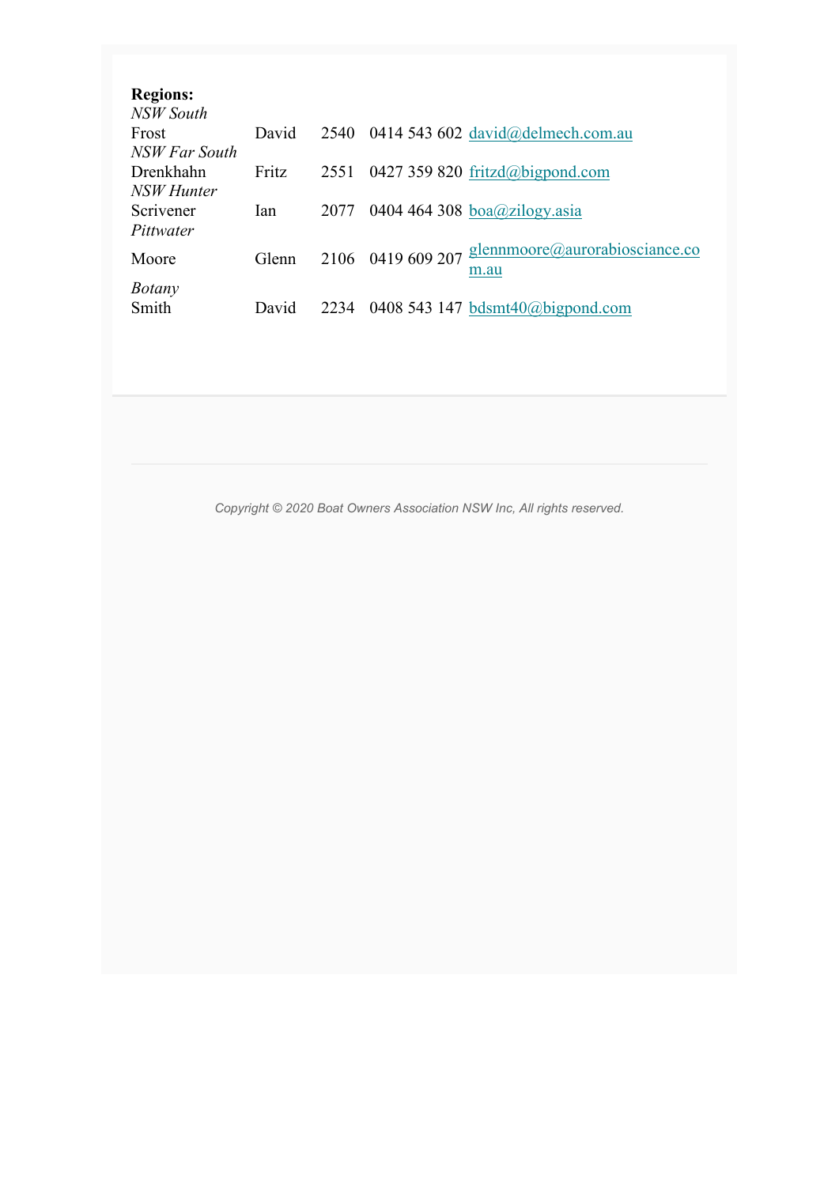**Regions:**

| | | | | |
|---|---|---|---|---|
| *NSW South* | | | | |
| Frost | David | 2540 | 0414 543 602 | david@delmech.com.au |
| *NSW Far South* | | | | |
| Drenkhahn | Fritz | 2551 | 0427 359 820 | fritzd@bigpond.com |
| *NSW Hunter* | | | | |
| Scrivener | Ian | 2077 | 0404 464 308 | boa@zilogy.asia |
| *Pittwater* | | | | |
| Moore | Glenn | 2106 | 0419 609 207 | glennmoore@aurorabiosciance.com.au |
| *Botany* | | | | |
| Smith | David | 2234 | 0408 543 147 | bdsmt40@bigpond.com |

*Copyright © 2020 Boat Owners Association NSW Inc, All rights reserved.*